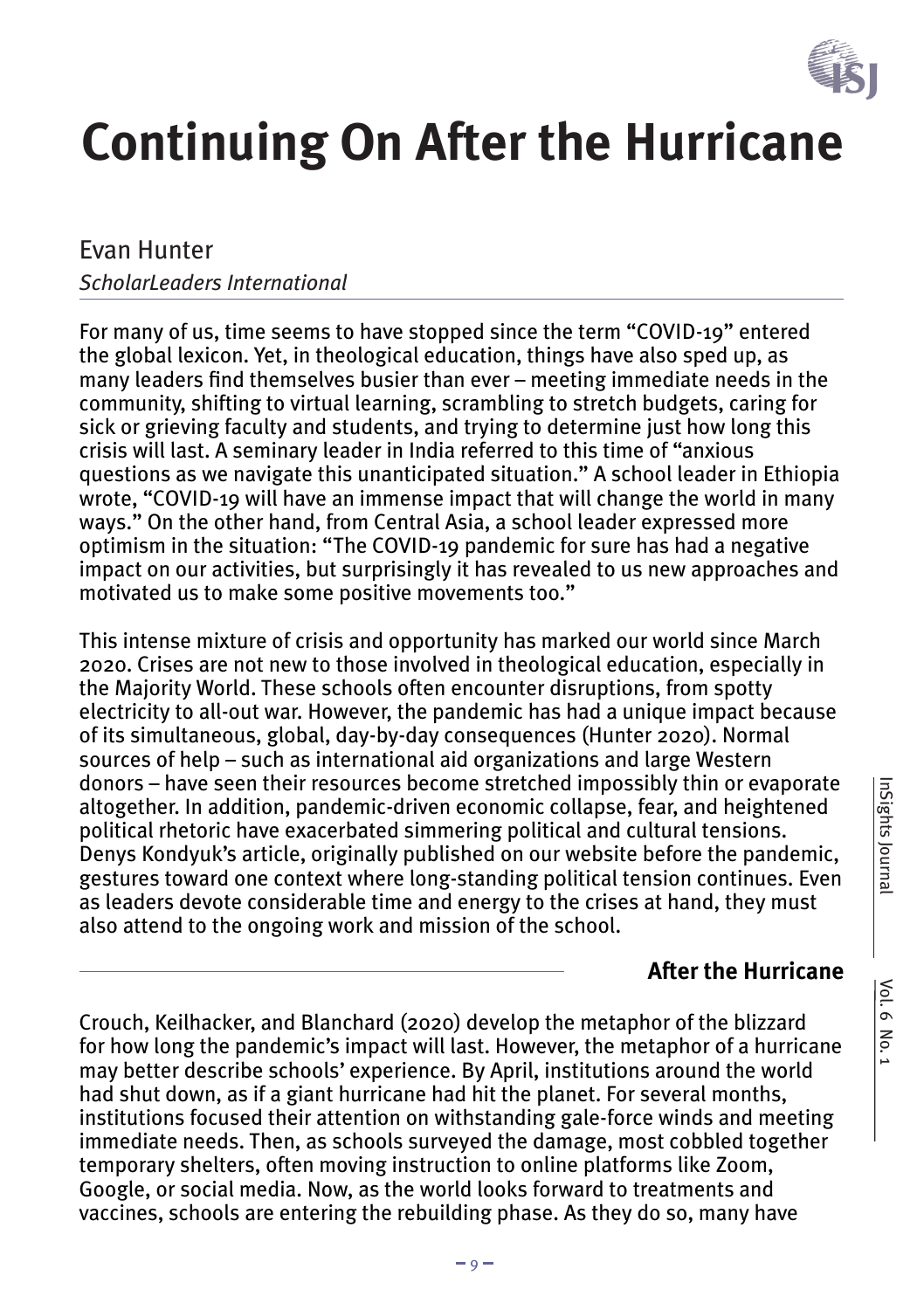# Continuing On After the Hurricane

Evan Hunter

*ScholarLeaders International*

For many of us, time seems to have stopped since the term "COVID-19" entered the global lexicon. Yet, in theological education, things have also sped up, as many leaders find themselves busier than ever – meeting immediate needs in the community, shifting to virtual learning, scrambling to stretch budgets, caring for sick or grieving faculty and students, and trying to determine just how long this crisis will last. A seminary leader in India referred to this time of "anxious questions as we navigate this unanticipated situation." A school leader in Ethiopia wrote, "COVID-19 will have an immense impact that will change the world in many ways." On the other hand, from Central Asia, a school leader expressed more optimism in the situation: "The COVID-19 pandemic for sure has had a negative impact on our activities, but surprisingly it has revealed to us new approaches and motivated us to make some positive movements too."

This intense mixture of crisis and opportunity has marked our world since March 2020. Crises are not new to those involved in theological education, especially in the Majority World. These schools often encounter disruptions, from spotty electricity to all-out war. However, the pandemic has had a unique impact because of its simultaneous, global, day-by-day consequences (Hunter 2020). Normal sources of help – such as international aid organizations and large Western donors – have seen their resources become stretched impossibly thin or evaporate altogether. In addition, pandemic-driven economic collapse, fear, and heightened political rhetoric have exacerbated simmering political and cultural tensions. Denys Kondyuk's article, originally published on our website before the pandemic, gestures toward one context where long-standing political tension continues. Even as leaders devote considerable time and energy to the crises at hand, they must also attend to the ongoing work and mission of the school.

## After the Hurricane

Crouch, Keilhacker, and Blanchard (2020) develop the metaphor of the blizzard for how long the pandemic's impact will last. However, the metaphor of a hurricane may better describe schools' experience. By April, institutions around the world had shut down, as if a giant hurricane had hit the planet. For several months, institutions focused their attention on withstanding gale-force winds and meeting immediate needs. Then, as schools surveyed the damage, most cobbled together temporary shelters, often moving instruction to online platforms like Zoom, Google, or social media. Now, as the world looks forward to treatments and vaccines, schools are entering the rebuilding phase. As they do so, many have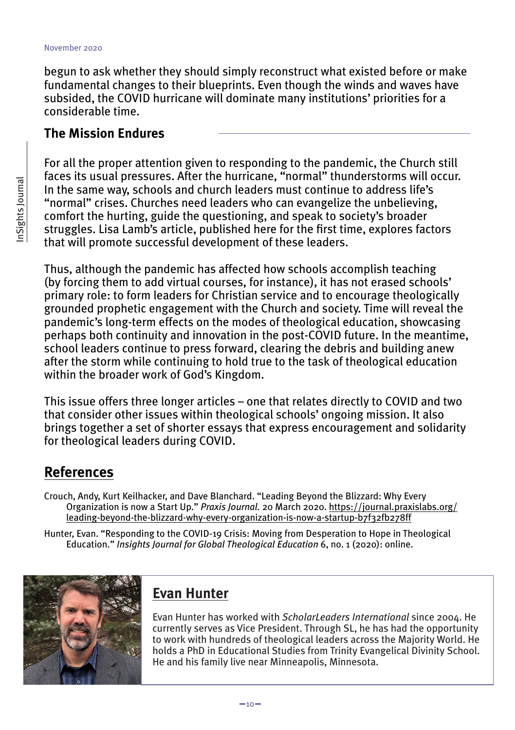begun to ask whether they should simply reconstruct what existed before or make fundamental changes to their blueprints. Even though the winds and waves have subsided, the COVID hurricane will dominate many institutions' priorities for a considerable time.

### The Mission Endures

For all the proper attention given to responding to the pandemic, the Church still faces its usual pressures. After the hurricane, "normal" thunderstorms will occur. In the same way, schools and church leaders must continue to address life's "normal" crises. Churches need leaders who can evangelize the unbelieving, comfort the hurting, guide the questioning, and speak to society's broader struggles. Lisa Lamb's article, published here for the first time, explores factors that will promote successful development of these leaders.

Thus, although the pandemic has affected how schools accomplish teaching (by forcing them to add virtual courses, for instance), it has not erased schools' primary role: to form leaders for Christian service and to encourage theologically grounded prophetic engagement with the Church and society. Time will reveal the pandemic's long-term effects on the modes of theological education, showcasing perhaps both continuity and innovation in the post-COVID future. In the meantime, school leaders continue to press forward, clearing the debris and building anew after the storm while continuing to hold true to the task of theological education within the broader work of God's Kingdom.

This issue offers three longer articles – one that relates directly to COVID and two that consider other issues within theological schools' ongoing mission. It also brings together a set of shorter essays that express encouragement and solidarity for theological leaders during COVID.

## References

Crouch, Andy, Kurt Keilhacker, and Dave Blanchard. "Leading Beyond the Blizzard: Why Every Organization is now a Start Up." *Praxis Journal.* 20 March 2020. https://journal.praxislabs.org/leading-beyond-the-blizzard-why-every-organization-is-now-a-startup-b7f32fb278ff

Hunter, Evan. "Responding to the COVID-19 Crisis: Moving from Desperation to Hope in Theological Education." *Insights Journal for Global Theological Education* 6, no. 1 (2020): online.

## Evan Hunter

Evan Hunter has worked with *ScholarLeaders International* since 2004. He currently serves as Vice President. Through SL, he has had the opportunity to work with hundreds of theological leaders across the Majority World. He holds a PhD in Educational Studies from Trinity Evangelical Divinity School. He and his family live near Minneapolis, Minnesota.